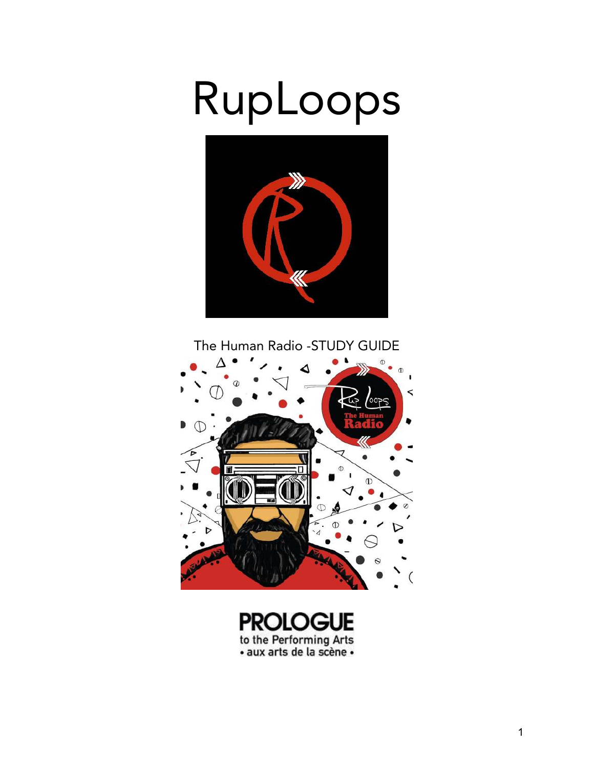# RupLoops

The Human Radio -STUDY GUIDE

PROLOGUE
to the Performing Arts
• aux arts de la scène •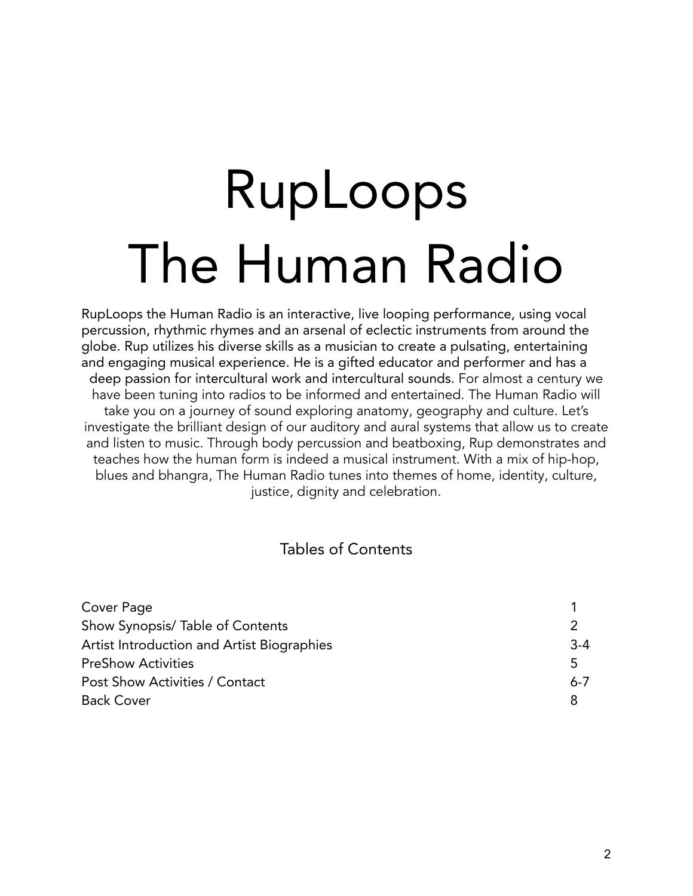# RupLoops The Human Radio

RupLoops the Human Radio is an interactive, live looping performance, using vocal percussion, rhythmic rhymes and an arsenal of eclectic instruments from around the globe. Rup utilizes his diverse skills as a musician to create a pulsating, entertaining and engaging musical experience. He is a gifted educator and performer and has a deep passion for intercultural work and intercultural sounds. For almost a century we have been tuning into radios to be informed and entertained. The Human Radio will take you on a journey of sound exploring anatomy, geography and culture. Let's investigate the brilliant design of our auditory and aural systems that allow us to create and listen to music. Through body percussion and beatboxing, Rup demonstrates and teaches how the human form is indeed a musical instrument. With a mix of hip-hop, blues and bhangra, The Human Radio tunes into themes of home, identity, culture, justice, dignity and celebration.

## Tables of Contents

| | |
|---|---|
| Cover Page | 1 |
| Show Synopsis/ Table of Contents | 2 |
| Artist Introduction and Artist Biographies | 3-4 |
| PreShow Activities | 5 |
| Post Show Activities / Contact | 6-7 |
| Back Cover | 8 |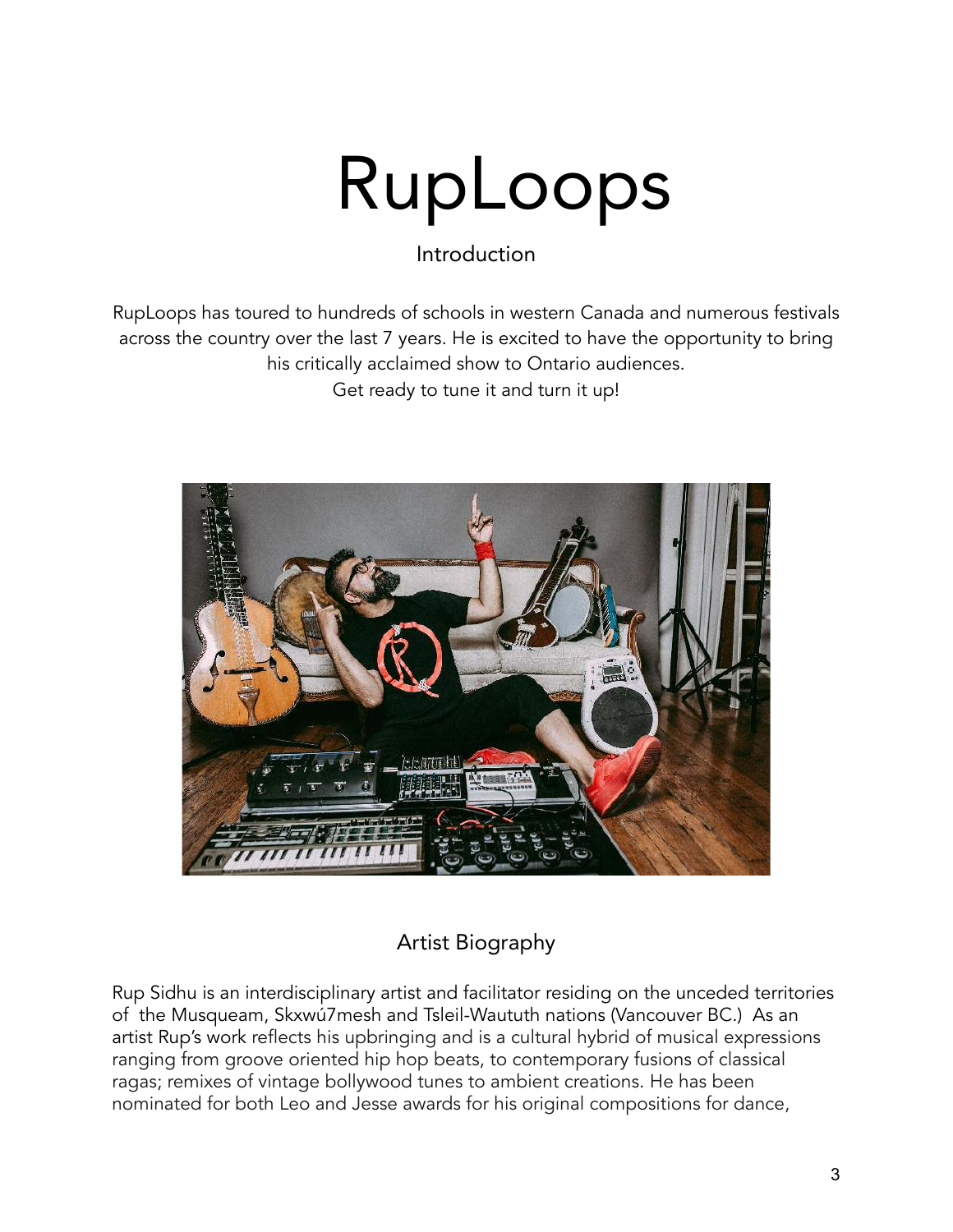# RupLoops

## Introduction

RupLoops has toured to hundreds of schools in western Canada and numerous festivals across the country over the last 7 years. He is excited to have the opportunity to bring his critically acclaimed show to Ontario audiences.
Get ready to tune it and turn it up!

## Artist Biography

Rup Sidhu is an interdisciplinary artist and facilitator residing on the unceded territories of the Musqueam, Skxwú7mesh and Tsleil-Waututh nations (Vancouver BC.) As an artist Rup's work reflects his upbringing and is a cultural hybrid of musical expressions ranging from groove oriented hip hop beats, to contemporary fusions of classical ragas; remixes of vintage bollywood tunes to ambient creations. He has been nominated for both Leo and Jesse awards for his original compositions for dance,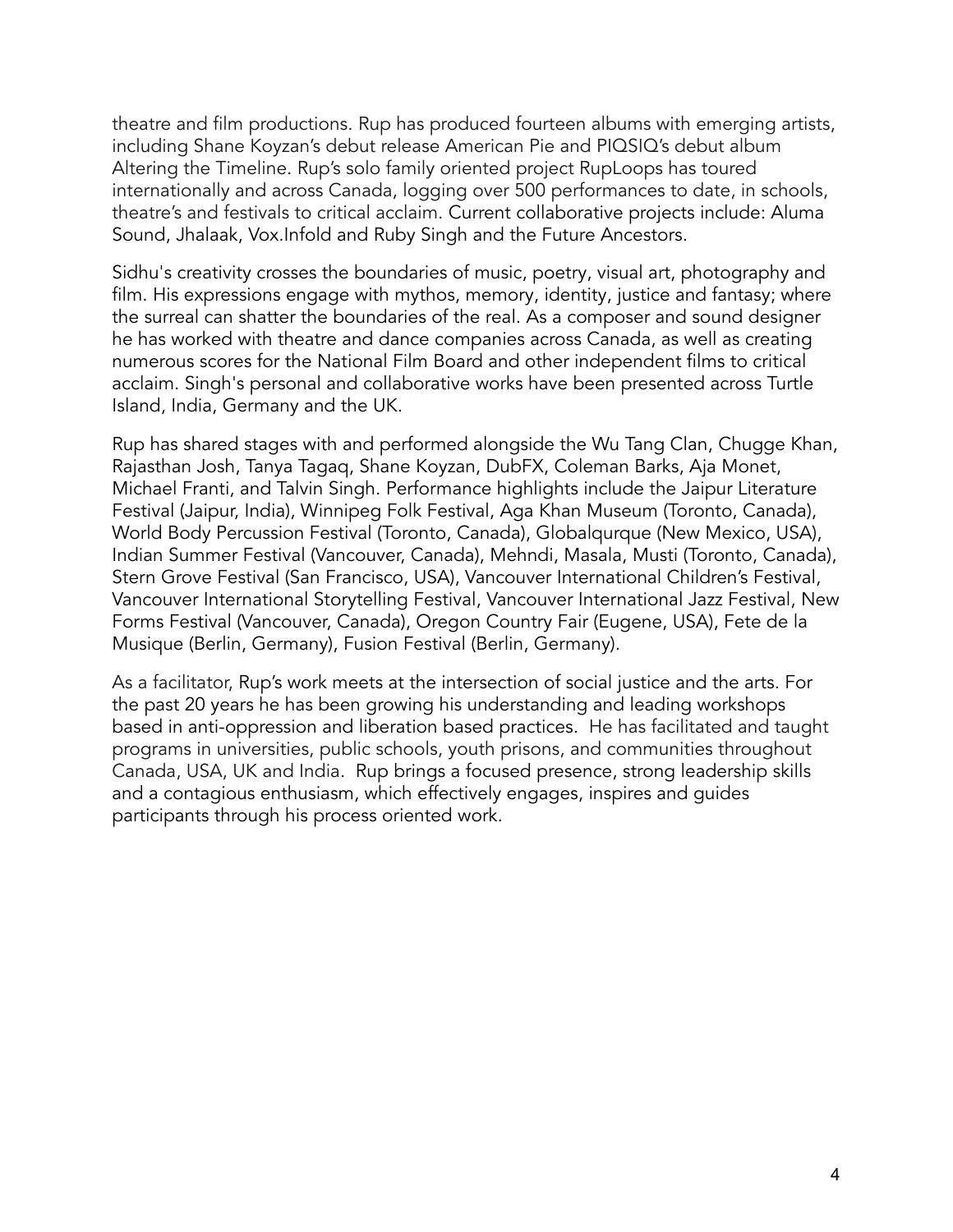theatre and film productions. Rup has produced fourteen albums with emerging artists, including Shane Koyzan's debut release American Pie and PIQSIQ's debut album Altering the Timeline. Rup's solo family oriented project RupLoops has toured internationally and across Canada, logging over 500 performances to date, in schools, theatre's and festivals to critical acclaim. Current collaborative projects include: Aluma Sound, Jhalaak, Vox.Infold and Ruby Singh and the Future Ancestors.

Sidhu's creativity crosses the boundaries of music, poetry, visual art, photography and film. His expressions engage with mythos, memory, identity, justice and fantasy; where the surreal can shatter the boundaries of the real. As a composer and sound designer he has worked with theatre and dance companies across Canada, as well as creating numerous scores for the National Film Board and other independent films to critical acclaim. Singh's personal and collaborative works have been presented across Turtle Island, India, Germany and the UK.

Rup has shared stages with and performed alongside the Wu Tang Clan, Chugge Khan, Rajasthan Josh, Tanya Tagaq, Shane Koyzan, DubFX, Coleman Barks, Aja Monet, Michael Franti, and Talvin Singh. Performance highlights include the Jaipur Literature Festival (Jaipur, India), Winnipeg Folk Festival, Aga Khan Museum (Toronto, Canada), World Body Percussion Festival (Toronto, Canada), Globalqurque (New Mexico, USA), Indian Summer Festival (Vancouver, Canada), Mehndi, Masala, Musti (Toronto, Canada), Stern Grove Festival (San Francisco, USA), Vancouver International Children's Festival, Vancouver International Storytelling Festival, Vancouver International Jazz Festival, New Forms Festival (Vancouver, Canada), Oregon Country Fair (Eugene, USA), Fete de la Musique (Berlin, Germany), Fusion Festival (Berlin, Germany).

As a facilitator, Rup's work meets at the intersection of social justice and the arts. For the past 20 years he has been growing his understanding and leading workshops based in anti-oppression and liberation based practices. He has facilitated and taught programs in universities, public schools, youth prisons, and communities throughout Canada, USA, UK and India. Rup brings a focused presence, strong leadership skills and a contagious enthusiasm, which effectively engages, inspires and guides participants through his process oriented work.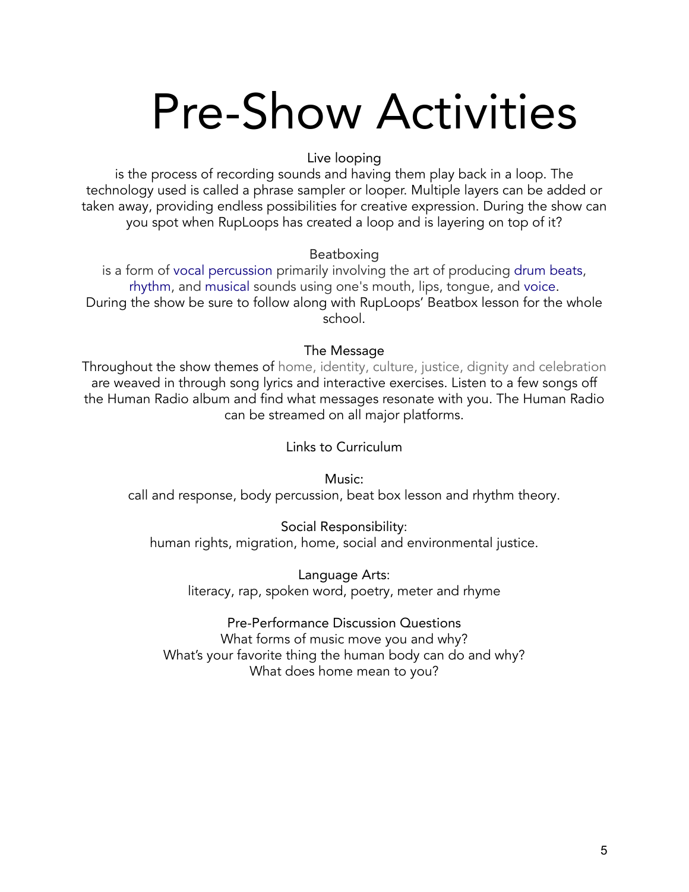# Pre-Show Activities

### Live looping

is the process of recording sounds and having them play back in a loop. The technology used is called a phrase sampler or looper. Multiple layers can be added or taken away, providing endless possibilities for creative expression. During the show can you spot when RupLoops has created a loop and is layering on top of it?

### Beatboxing

is a form of vocal percussion primarily involving the art of producing drum beats, rhythm, and musical sounds using one's mouth, lips, tongue, and voice. During the show be sure to follow along with RupLoops' Beatbox lesson for the whole school.

### The Message

Throughout the show themes of home, identity, culture, justice, dignity and celebration are weaved in through song lyrics and interactive exercises. Listen to a few songs off the Human Radio album and find what messages resonate with you. The Human Radio can be streamed on all major platforms.

### Links to Curriculum

**Music:**
call and response, body percussion, beat box lesson and rhythm theory.

**Social Responsibility:**
human rights, migration, home, social and environmental justice.

**Language Arts:**
literacy, rap, spoken word, poetry, meter and rhyme

### Pre-Performance Discussion Questions

What forms of music move you and why?
What's your favorite thing the human body can do and why?
What does home mean to you?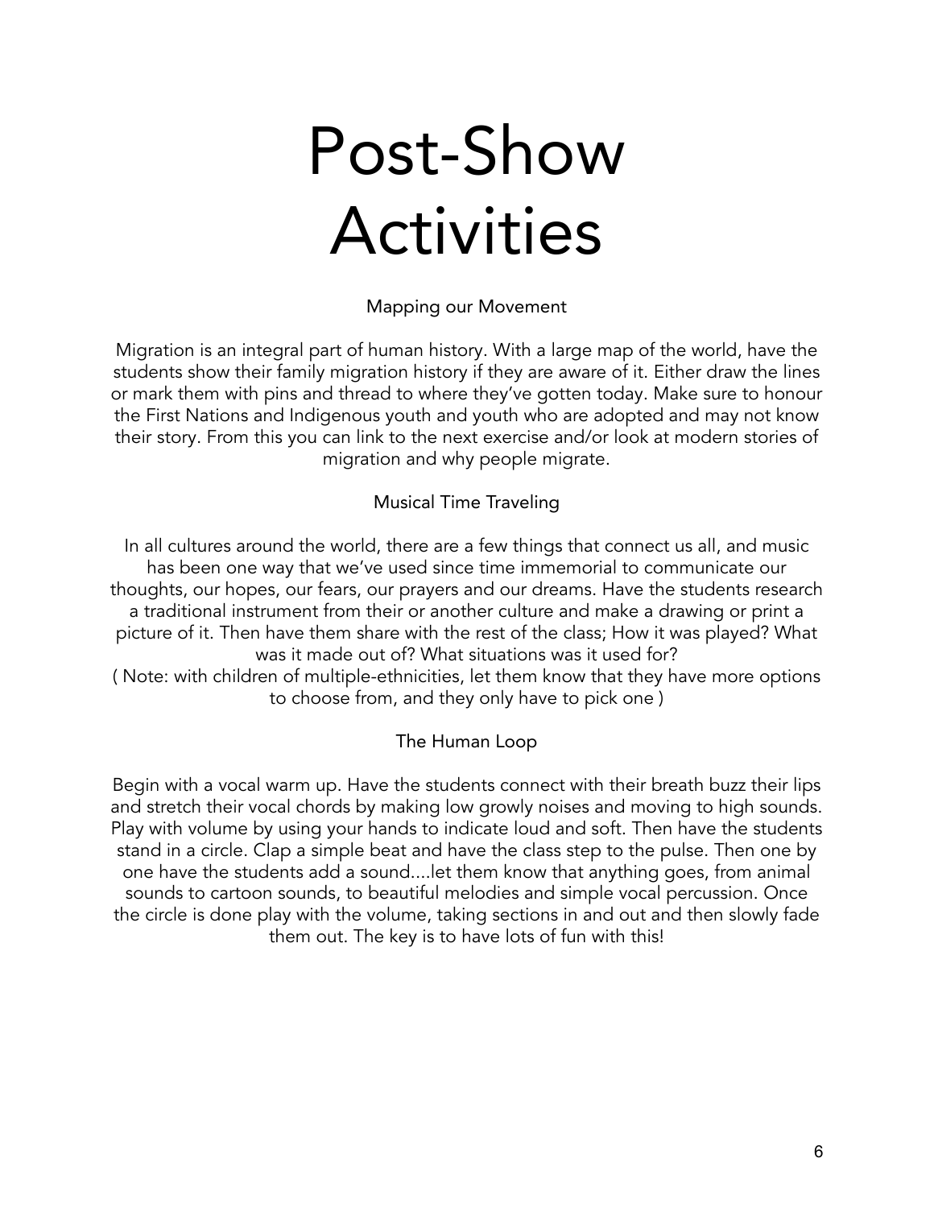# Post-Show Activities

### Mapping our Movement

Migration is an integral part of human history. With a large map of the world, have the students show their family migration history if they are aware of it. Either draw the lines or mark them with pins and thread to where they've gotten today. Make sure to honour the First Nations and Indigenous youth and youth who are adopted and may not know their story. From this you can link to the next exercise and/or look at modern stories of migration and why people migrate.

### Musical Time Traveling

In all cultures around the world, there are a few things that connect us all, and music has been one way that we've used since time immemorial to communicate our thoughts, our hopes, our fears, our prayers and our dreams. Have the students research a traditional instrument from their or another culture and make a drawing or print a picture of it. Then have them share with the rest of the class; How it was played? What was it made out of? What situations was it used for?
( Note: with children of multiple-ethnicities, let them know that they have more options to choose from, and they only have to pick one )

### The Human Loop

Begin with a vocal warm up. Have the students connect with their breath buzz their lips and stretch their vocal chords by making low growly noises and moving to high sounds. Play with volume by using your hands to indicate loud and soft. Then have the students stand in a circle. Clap a simple beat and have the class step to the pulse. Then one by one have the students add a sound....let them know that anything goes, from animal sounds to cartoon sounds, to beautiful melodies and simple vocal percussion. Once the circle is done play with the volume, taking sections in and out and then slowly fade them out. The key is to have lots of fun with this!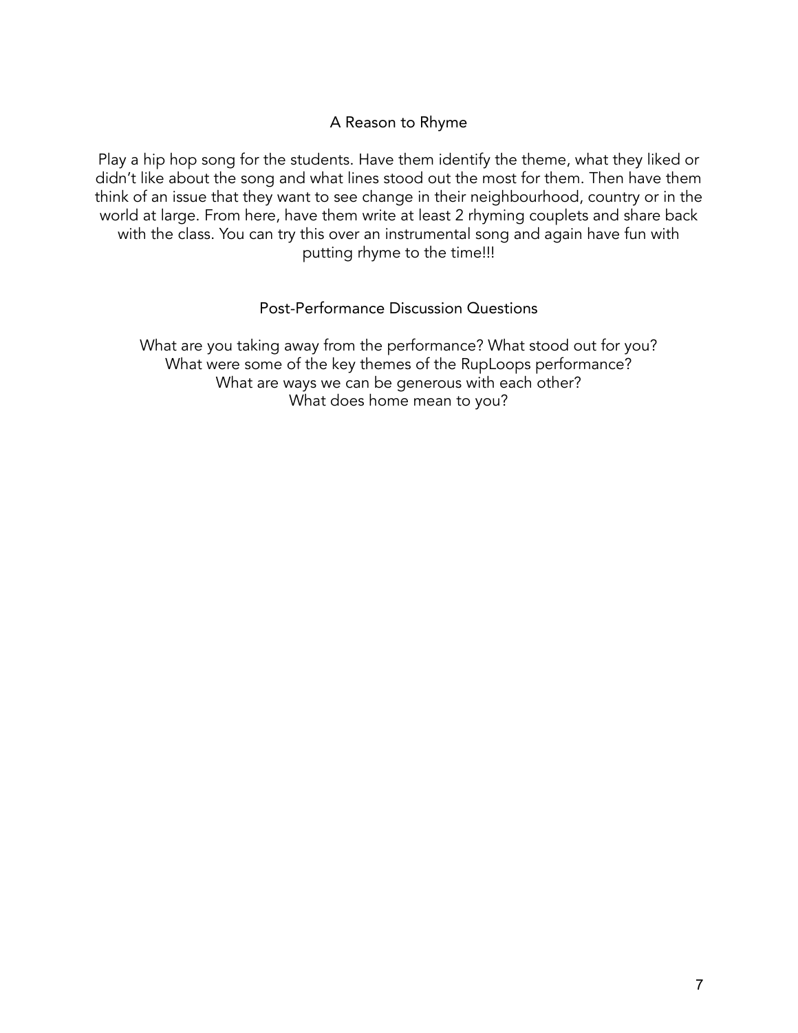## A Reason to Rhyme

Play a hip hop song for the students. Have them identify the theme, what they liked or didn't like about the song and what lines stood out the most for them. Then have them think of an issue that they want to see change in their neighbourhood, country or in the world at large. From here, have them write at least 2 rhyming couplets and share back with the class. You can try this over an instrumental song and again have fun with putting rhyme to the time!!!

## Post-Performance Discussion Questions

What are you taking away from the performance? What stood out for you?
What were some of the key themes of the RupLoops performance?
What are ways we can be generous with each other?
What does home mean to you?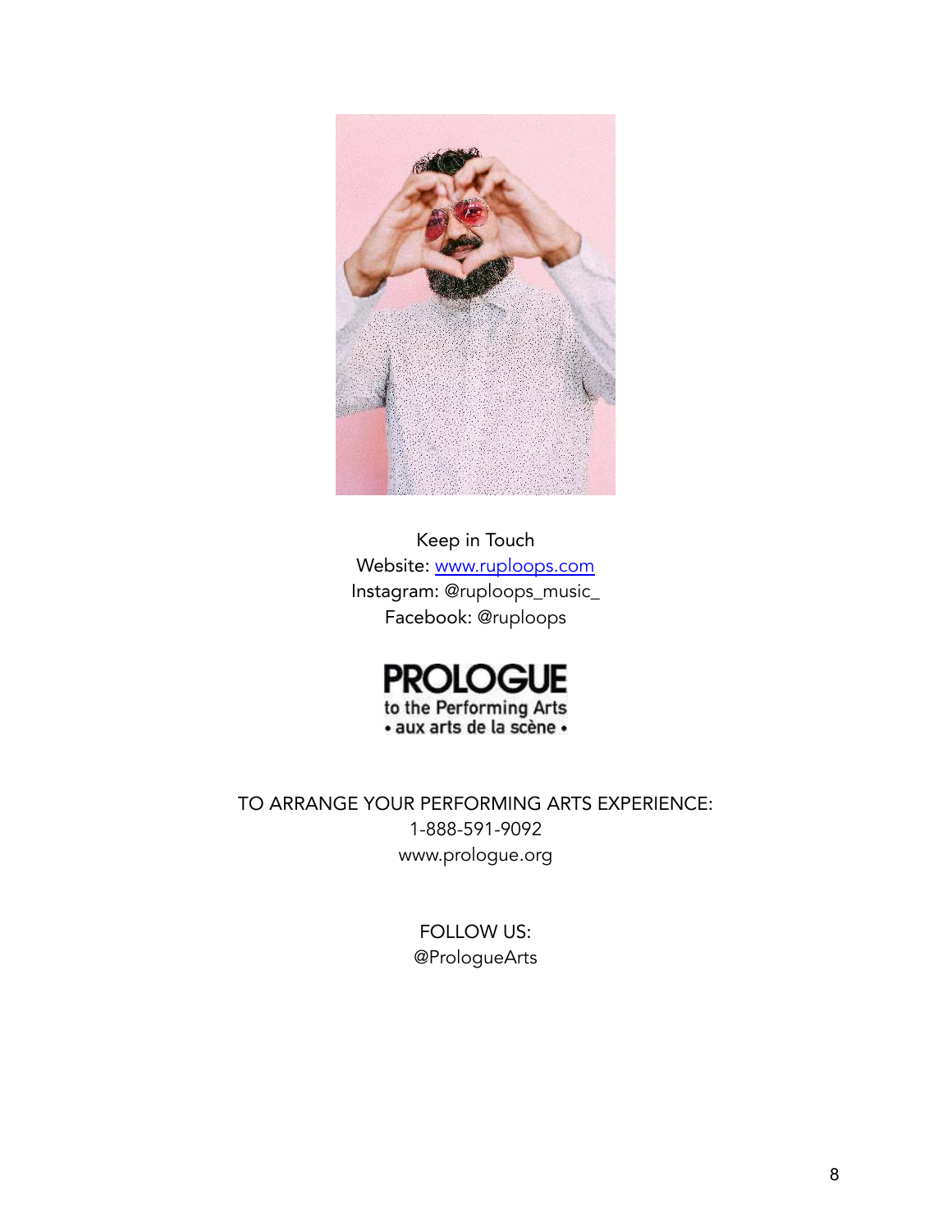Keep in Touch
Website: [www.ruploops.com](http://www.ruploops.com)
Instagram: @ruploops_music_
Facebook: @ruploops

**PROLOGUE**
to the Performing Arts
• aux arts de la scène •

TO ARRANGE YOUR PERFORMING ARTS EXPERIENCE:
1-888-591-9092
www.prologue.org

FOLLOW US:
@PrologueArts